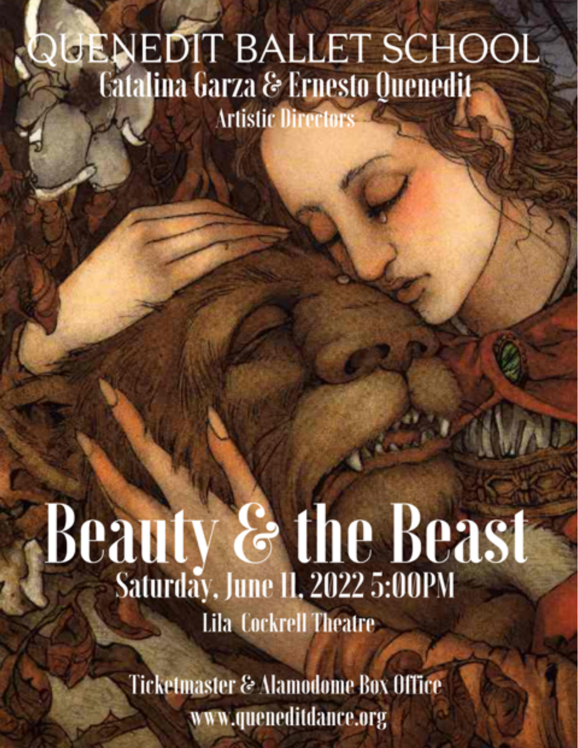# QUENEDIT BALLET SCHOOL

## Catalina Garza & Ernesto Quenedit

### Artistic Directors

# Beauty & the Beast

## Saturday, June 11, 2022 5:00PM

### Lila Cockrell Theatre

Ticketmaster & Alamodome Box Office

www.queneditdance.org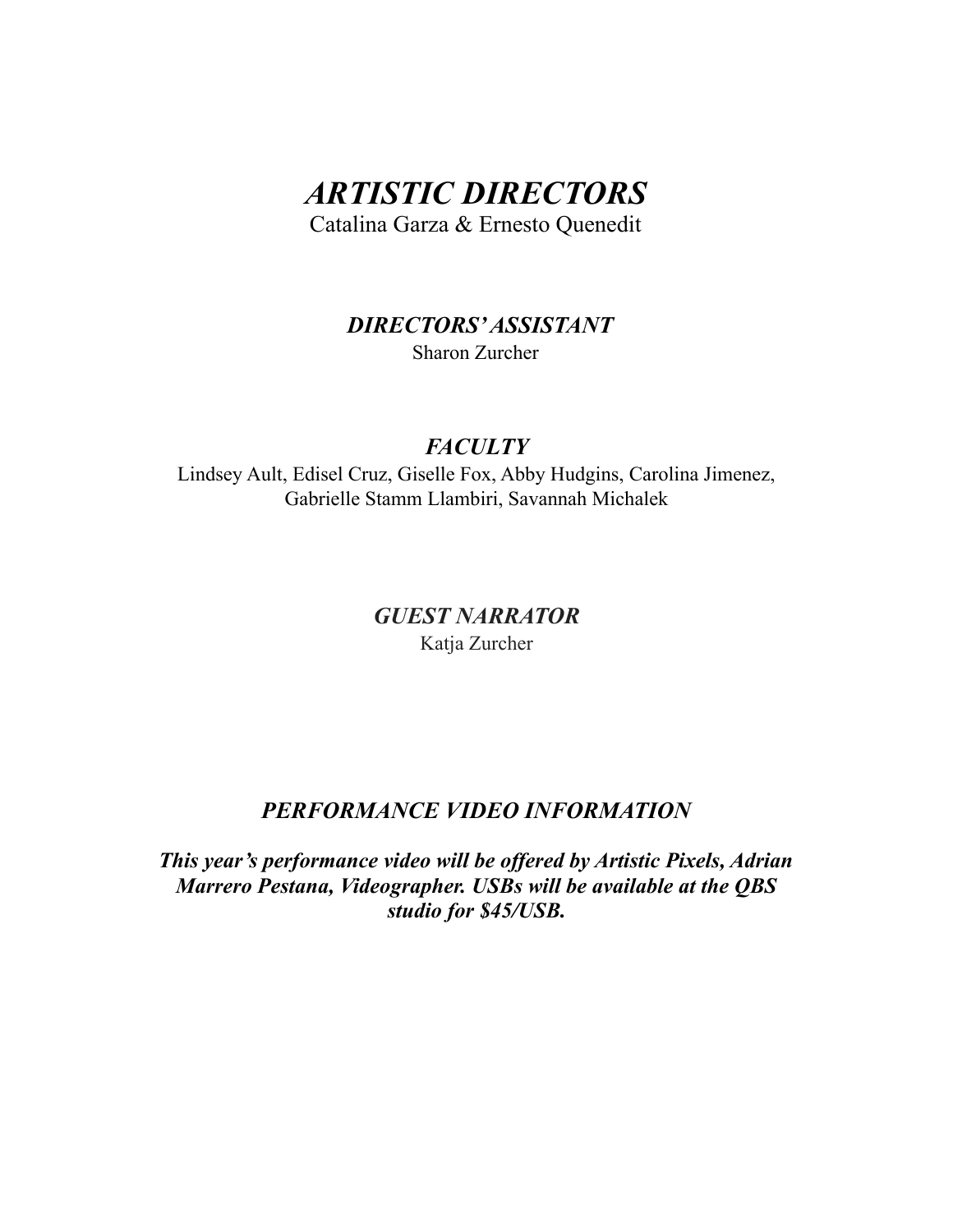# *ARTISTIC DIRECTORS*

Catalina Garza & Ernesto Quenedit

### *DIRECTORS' ASSISTANT*

Sharon Zurcher

## *FACULTY*

Lindsey Ault, Edisel Cruz, Giselle Fox, Abby Hudgins, Carolina Jimenez, Gabrielle Stamm Llambiri, Savannah Michalek

### *GUEST NARRATOR*

Katja Zurcher

### *PERFORMANCE VIDEO INFORMATION*

***This year's performance video will be offered by Artistic Pixels, Adrian Marrero Pestana, Videographer. USBs will be available at the QBS studio for $45/USB.***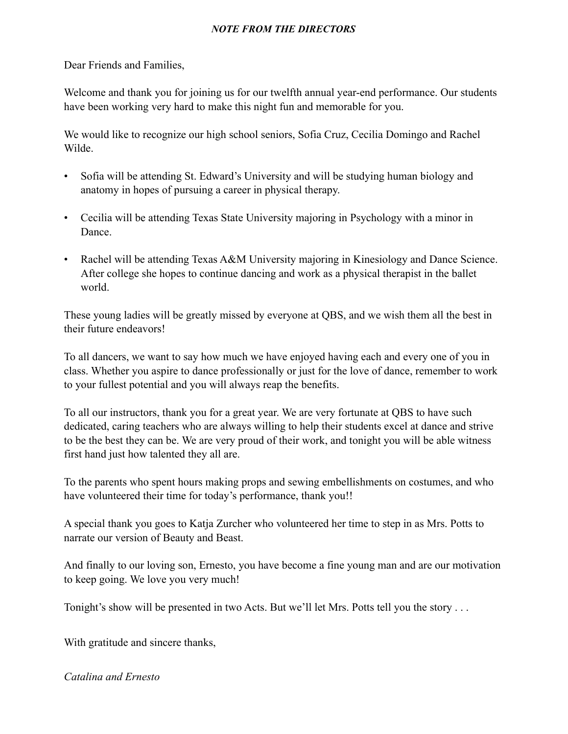## *NOTE FROM THE DIRECTORS*

Dear Friends and Families,

Welcome and thank you for joining us for our twelfth annual year-end performance. Our students have been working very hard to make this night fun and memorable for you.

We would like to recognize our high school seniors, Sofia Cruz, Cecilia Domingo and Rachel Wilde.

- Sofia will be attending St. Edward's University and will be studying human biology and anatomy in hopes of pursuing a career in physical therapy.
- Cecilia will be attending Texas State University majoring in Psychology with a minor in Dance.
- Rachel will be attending Texas A&M University majoring in Kinesiology and Dance Science. After college she hopes to continue dancing and work as a physical therapist in the ballet world.

These young ladies will be greatly missed by everyone at QBS, and we wish them all the best in their future endeavors!

To all dancers, we want to say how much we have enjoyed having each and every one of you in class. Whether you aspire to dance professionally or just for the love of dance, remember to work to your fullest potential and you will always reap the benefits.

To all our instructors, thank you for a great year. We are very fortunate at QBS to have such dedicated, caring teachers who are always willing to help their students excel at dance and strive to be the best they can be. We are very proud of their work, and tonight you will be able witness first hand just how talented they all are.

To the parents who spent hours making props and sewing embellishments on costumes, and who have volunteered their time for today's performance, thank you!!

A special thank you goes to Katja Zurcher who volunteered her time to step in as Mrs. Potts to narrate our version of Beauty and Beast.

And finally to our loving son, Ernesto, you have become a fine young man and are our motivation to keep going. We love you very much!

Tonight's show will be presented in two Acts. But we'll let Mrs. Potts tell you the story . . .

With gratitude and sincere thanks,

*Catalina and Ernesto*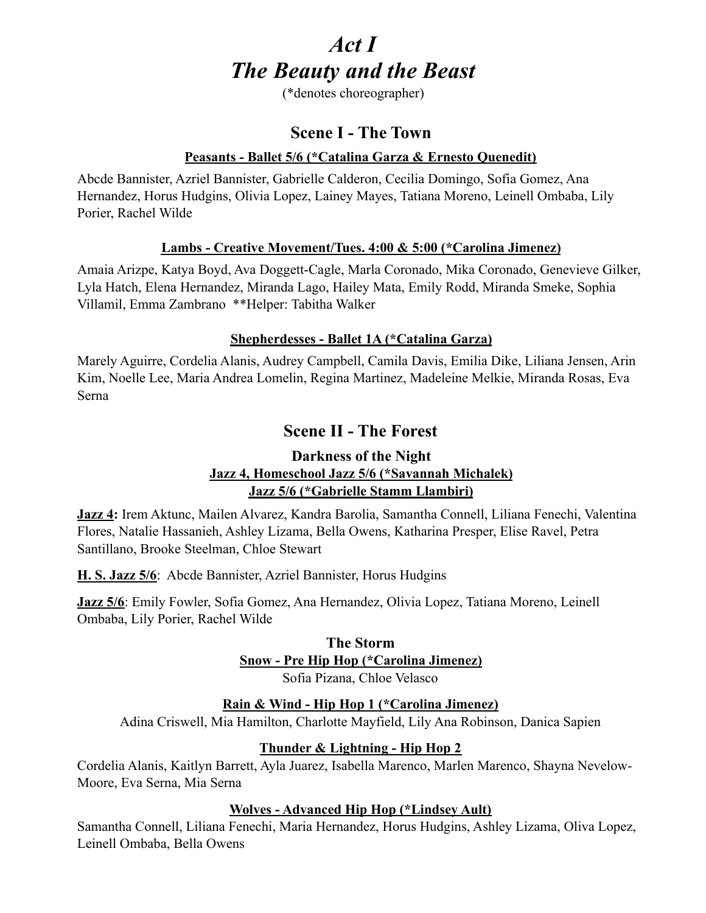# *Act I*
# *The Beauty and the Beast*

(*denotes choreographer)

## Scene I - The Town

#### Peasants - Ballet 5/6 (*Catalina Garza & Ernesto Quenedit)

Abcde Bannister, Azriel Bannister, Gabrielle Calderon, Cecilia Domingo, Sofia Gomez, Ana Hernandez, Horus Hudgins, Olivia Lopez, Lainey Mayes, Tatiana Moreno, Leinell Ombaba, Lily Porier, Rachel Wilde

#### Lambs - Creative Movement/Tues. 4:00 & 5:00 (*Carolina Jimenez)

Amaia Arizpe, Katya Boyd, Ava Doggett-Cagle, Marla Coronado, Mika Coronado, Genevieve Gilker, Lyla Hatch, Elena Hernandez, Miranda Lago, Hailey Mata, Emily Rodd, Miranda Smeke, Sophia Villamil, Emma Zambrano **Helper: Tabitha Walker

#### Shepherdesses - Ballet 1A (*Catalina Garza)

Marely Aguirre, Cordelia Alanis, Audrey Campbell, Camila Davis, Emilia Dike, Liliana Jensen, Arin Kim, Noelle Lee, Maria Andrea Lomelin, Regina Martinez, Madeleine Melkie, Miranda Rosas, Eva Serna

## Scene II - The Forest

### Darkness of the Night

#### Jazz 4, Homeschool Jazz 5/6 (*Savannah Michalek)

#### Jazz 5/6 (*Gabrielle Stamm Llambiri)

**Jazz 4:** Irem Aktunc, Mailen Alvarez, Kandra Barolia, Samantha Connell, Liliana Fenechi, Valentina Flores, Natalie Hassanieh, Ashley Lizama, Bella Owens, Katharina Presper, Elise Ravel, Petra Santillano, Brooke Steelman, Chloe Stewart

**H. S. Jazz 5/6**: Abcde Bannister, Azriel Bannister, Horus Hudgins

**Jazz 5/6**: Emily Fowler, Sofia Gomez, Ana Hernandez, Olivia Lopez, Tatiana Moreno, Leinell Ombaba, Lily Porier, Rachel Wilde

### The Storm

#### Snow - Pre Hip Hop (*Carolina Jimenez)

Sofia Pizana, Chloe Velasco

#### Rain & Wind - Hip Hop 1 (*Carolina Jimenez)

Adina Criswell, Mia Hamilton, Charlotte Mayfield, Lily Ana Robinson, Danica Sapien

#### Thunder & Lightning - Hip Hop 2

Cordelia Alanis, Kaitlyn Barrett, Ayla Juarez, Isabella Marenco, Marlen Marenco, Shayna Nevelow-Moore, Eva Serna, Mia Serna

#### Wolves - Advanced Hip Hop (*Lindsey Ault)

Samantha Connell, Liliana Fenechi, Maria Hernandez, Horus Hudgins, Ashley Lizama, Oliva Lopez, Leinell Ombaba, Bella Owens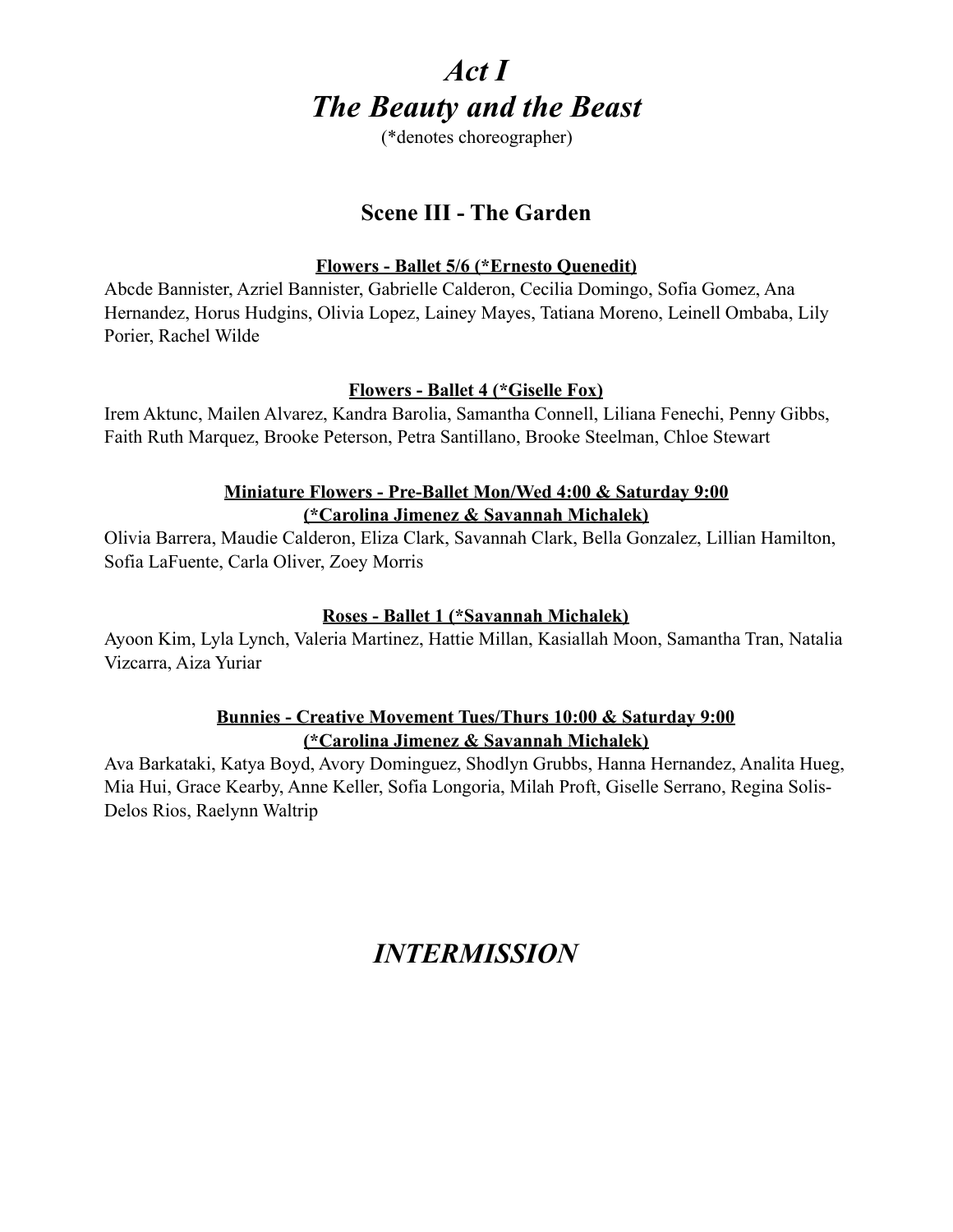# *Act I*
# *The Beauty and the Beast*

(*denotes choreographer)

## Scene III - The Garden

**Flowers - Ballet 5/6 (*Ernesto Quenedit)**

Abcde Bannister, Azriel Bannister, Gabrielle Calderon, Cecilia Domingo, Sofia Gomez, Ana Hernandez, Horus Hudgins, Olivia Lopez, Lainey Mayes, Tatiana Moreno, Leinell Ombaba, Lily Porier, Rachel Wilde

**Flowers - Ballet 4 (*Giselle Fox)**

Irem Aktunc, Mailen Alvarez, Kandra Barolia, Samantha Connell, Liliana Fenechi, Penny Gibbs, Faith Ruth Marquez, Brooke Peterson, Petra Santillano, Brooke Steelman, Chloe Stewart

**Miniature Flowers - Pre-Ballet Mon/Wed 4:00 & Saturday 9:00 (*Carolina Jimenez & Savannah Michalek)**

Olivia Barrera, Maudie Calderon, Eliza Clark, Savannah Clark, Bella Gonzalez, Lillian Hamilton, Sofia LaFuente, Carla Oliver, Zoey Morris

**Roses - Ballet 1 (*Savannah Michalek)**

Ayoon Kim, Lyla Lynch, Valeria Martinez, Hattie Millan, Kasiallah Moon, Samantha Tran, Natalia Vizcarra, Aiza Yuriar

**Bunnies - Creative Movement Tues/Thurs 10:00 & Saturday 9:00 (*Carolina Jimenez & Savannah Michalek)**

Ava Barkataki, Katya Boyd, Avory Dominguez, Shodlyn Grubbs, Hanna Hernandez, Analita Hueg, Mia Hui, Grace Kearby, Anne Keller, Sofia Longoria, Milah Proft, Giselle Serrano, Regina Solis-Delos Rios, Raelynn Waltrip

# *INTERMISSION*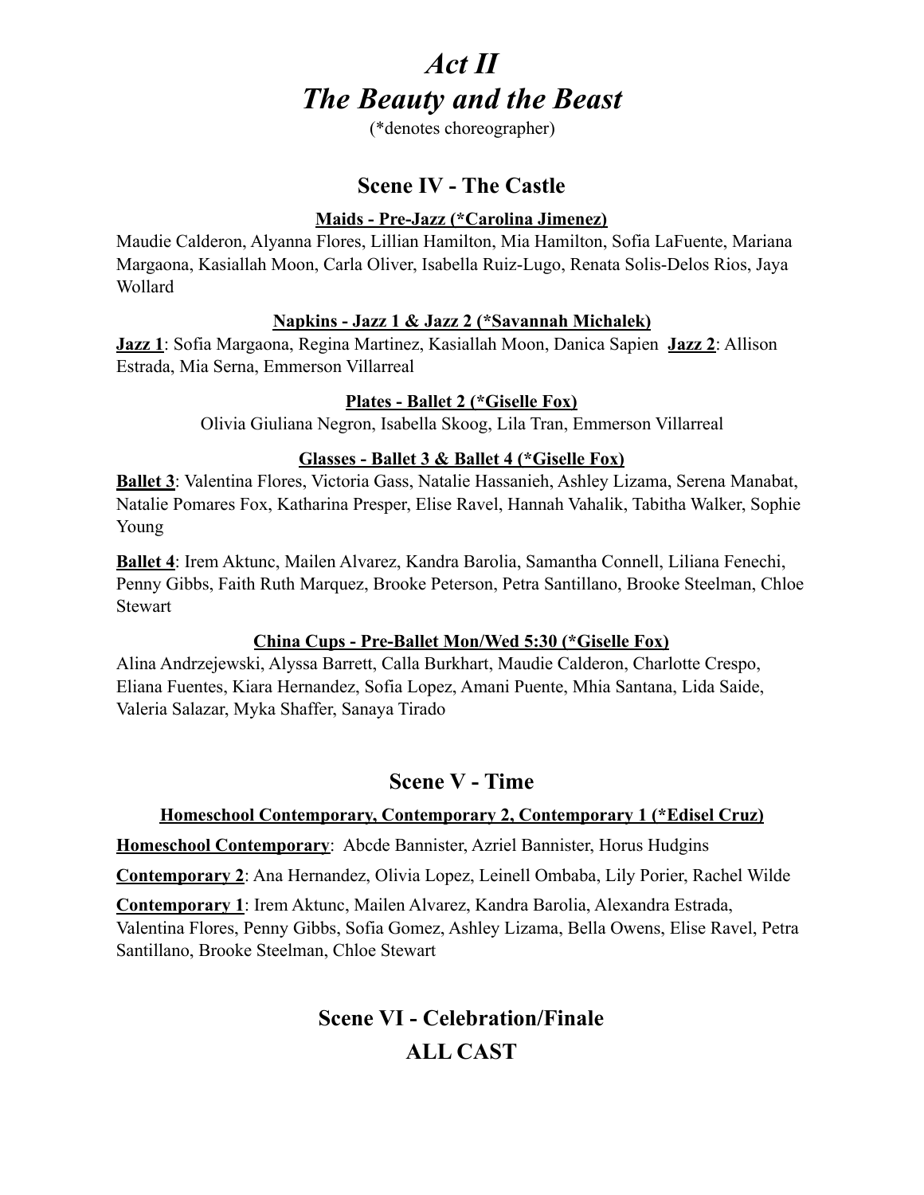# *Act II*
# *The Beauty and the Beast*

(*denotes choreographer)

## Scene IV - The Castle

**Maids - Pre-Jazz (*Carolina Jimenez)**

Maudie Calderon, Alyanna Flores, Lillian Hamilton, Mia Hamilton, Sofia LaFuente, Mariana Margaona, Kasiallah Moon, Carla Oliver, Isabella Ruiz-Lugo, Renata Solis-Delos Rios, Jaya Wollard

**Napkins - Jazz 1 & Jazz 2 (*Savannah Michalek)**

**Jazz 1**: Sofia Margaona, Regina Martinez, Kasiallah Moon, Danica Sapien **Jazz 2**: Allison Estrada, Mia Serna, Emmerson Villarreal

**Plates - Ballet 2 (*Giselle Fox)**

Olivia Giuliana Negron, Isabella Skoog, Lila Tran, Emmerson Villarreal

**Glasses - Ballet 3 & Ballet 4 (*Giselle Fox)**

**Ballet 3**: Valentina Flores, Victoria Gass, Natalie Hassanieh, Ashley Lizama, Serena Manabat, Natalie Pomares Fox, Katharina Presper, Elise Ravel, Hannah Vahalik, Tabitha Walker, Sophie Young

**Ballet 4**: Irem Aktunc, Mailen Alvarez, Kandra Barolia, Samantha Connell, Liliana Fenechi, Penny Gibbs, Faith Ruth Marquez, Brooke Peterson, Petra Santillano, Brooke Steelman, Chloe Stewart

**China Cups - Pre-Ballet Mon/Wed 5:30 (*Giselle Fox)**

Alina Andrzejewski, Alyssa Barrett, Calla Burkhart, Maudie Calderon, Charlotte Crespo, Eliana Fuentes, Kiara Hernandez, Sofia Lopez, Amani Puente, Mhia Santana, Lida Saide, Valeria Salazar, Myka Shaffer, Sanaya Tirado

## Scene V - Time

**Homeschool Contemporary, Contemporary 2, Contemporary 1 (*Edisel Cruz)**

**Homeschool Contemporary**: Abcde Bannister, Azriel Bannister, Horus Hudgins

**Contemporary 2**: Ana Hernandez, Olivia Lopez, Leinell Ombaba, Lily Porier, Rachel Wilde

**Contemporary 1**: Irem Aktunc, Mailen Alvarez, Kandra Barolia, Alexandra Estrada, Valentina Flores, Penny Gibbs, Sofia Gomez, Ashley Lizama, Bella Owens, Elise Ravel, Petra Santillano, Brooke Steelman, Chloe Stewart

## Scene VI - Celebration/Finale

## ALL CAST